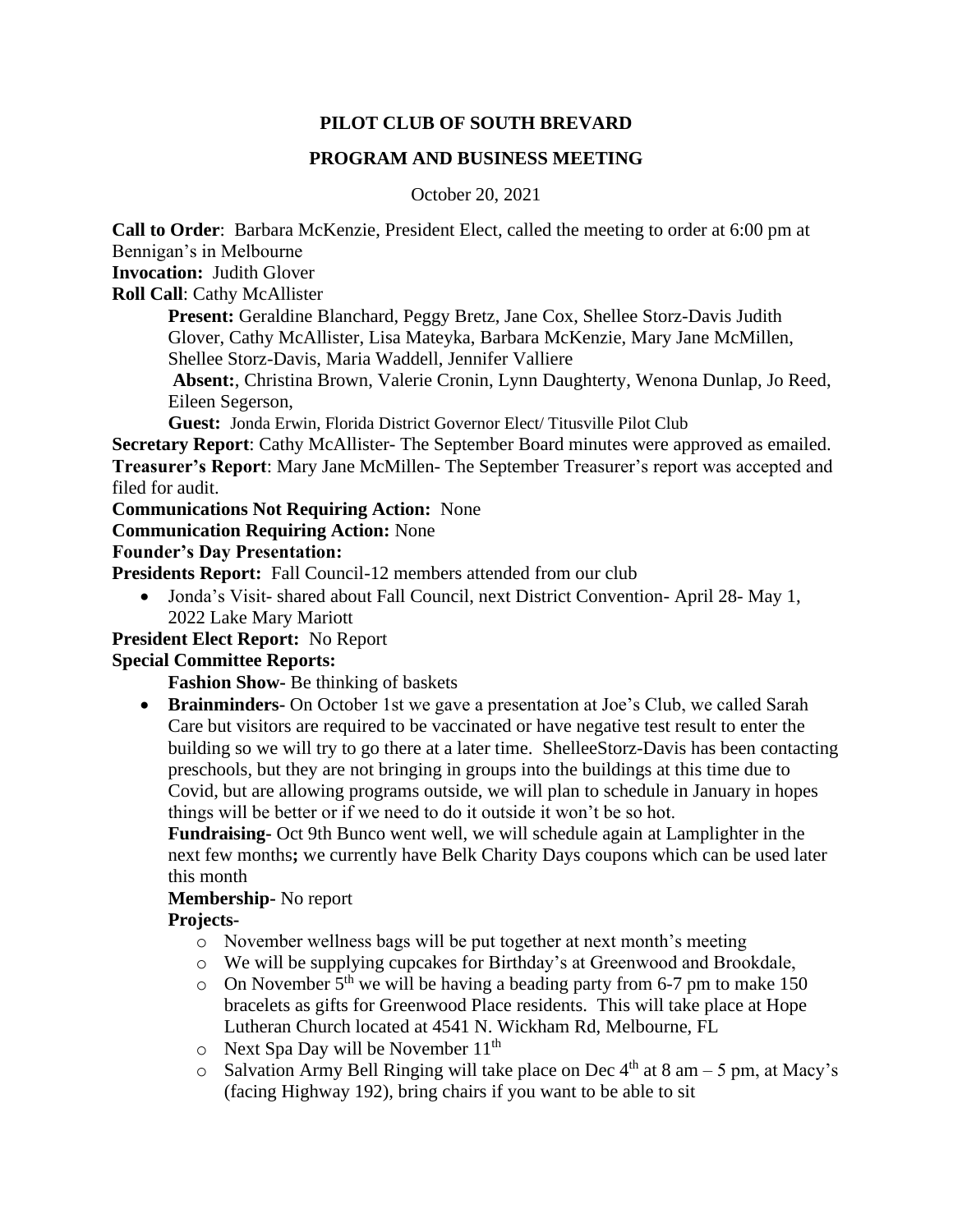**PILOT CLUB OF SOUTH BREVARD**

**PROGRAM AND BUSINESS MEETING**

October 20, 2021

**Call to Order**: Barbara McKenzie, President Elect, called the meeting to order at 6:00 pm at Bennigan's in Melbourne

**Invocation:** Judith Glover

**Roll Call**: Cathy McAllister

> **Present:** Geraldine Blanchard, Peggy Bretz, Jane Cox, Shellee Storz-Davis Judith Glover, Cathy McAllister, Lisa Mateyka, Barbara McKenzie, Mary Jane McMillen, Shellee Storz-Davis, Maria Waddell, Jennifer Valliere
>
> **Absent:**, Christina Brown, Valerie Cronin, Lynn Daughterty, Wenona Dunlap, Jo Reed, Eileen Segerson,
>
> **Guest:** Jonda Erwin, Florida District Governor Elect/ Titusville Pilot Club

**Secretary Report**: Cathy McAllister- The September Board minutes were approved as emailed.

**Treasurer's Report**: Mary Jane McMillen- The September Treasurer's report was accepted and filed for audit.

**Communications Not Requiring Action:** None

**Communication Requiring Action:** None

**Founder's Day Presentation:**

**Presidents Report:** Fall Council-12 members attended from our club

- Jonda's Visit- shared about Fall Council, next District Convention- April 28- May 1, 2022 Lake Mary Mariott

**President Elect Report:** No Report

**Special Committee Reports:**

**Fashion Show-** Be thinking of baskets

- **Brainminders-** On October 1st we gave a presentation at Joe's Club, we called Sarah Care but visitors are required to be vaccinated or have negative test result to enter the building so we will try to go there at a later time. ShelleeStorz-Davis has been contacting preschools, but they are not bringing in groups into the buildings at this time due to Covid, but are allowing programs outside, we will plan to schedule in January in hopes things will be better or if we need to do it outside it won't be so hot.

**Fundraising-** Oct 9th Bunco went well, we will schedule again at Lamplighter in the next few months**;** we currently have Belk Charity Days coupons which can be used later this month

**Membership-** No report

**Projects-**

- November wellness bags will be put together at next month's meeting
- We will be supplying cupcakes for Birthday's at Greenwood and Brookdale,
- On November 5th we will be having a beading party from 6-7 pm to make 150 bracelets as gifts for Greenwood Place residents. This will take place at Hope Lutheran Church located at 4541 N. Wickham Rd, Melbourne, FL
- Next Spa Day will be November 11th
- Salvation Army Bell Ringing will take place on Dec 4th at 8 am – 5 pm, at Macy's (facing Highway 192), bring chairs if you want to be able to sit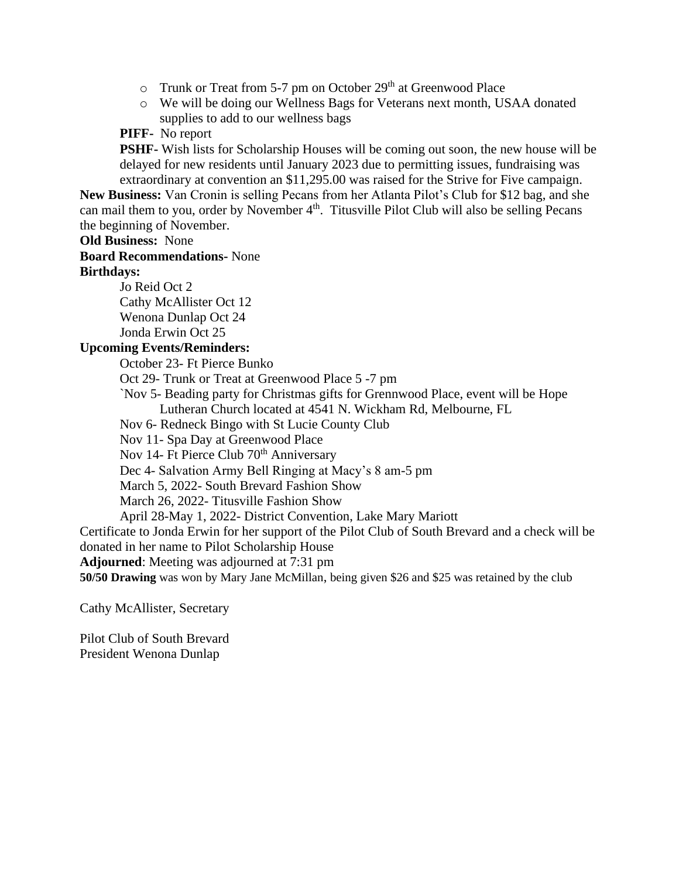- Trunk or Treat from 5-7 pm on October 29th at Greenwood Place
- We will be doing our Wellness Bags for Veterans next month, USAA donated supplies to add to our wellness bags

**PIFF-** No report

**PSHF-** Wish lists for Scholarship Houses will be coming out soon, the new house will be delayed for new residents until January 2023 due to permitting issues, fundraising was extraordinary at convention an $11,295.00 was raised for the Strive for Five campaign.

**New Business:** Van Cronin is selling Pecans from her Atlanta Pilot's Club for $12 bag, and she can mail them to you, order by November 4th. Titusville Pilot Club will also be selling Pecans the beginning of November.

**Old Business:** None

**Board Recommendations-** None

**Birthdays:**

Jo Reid Oct 2
Cathy McAllister Oct 12
Wenona Dunlap Oct 24
Jonda Erwin Oct 25

**Upcoming Events/Reminders:**

October 23- Ft Pierce Bunko
Oct 29- Trunk or Treat at Greenwood Place 5 -7 pm
`Nov 5- Beading party for Christmas gifts for Grennwood Place, event will be Hope Lutheran Church located at 4541 N. Wickham Rd, Melbourne, FL
Nov 6- Redneck Bingo with St Lucie County Club
Nov 11- Spa Day at Greenwood Place
Nov 14- Ft Pierce Club 70th Anniversary
Dec 4- Salvation Army Bell Ringing at Macy's 8 am-5 pm
March 5, 2022- South Brevard Fashion Show
March 26, 2022- Titusville Fashion Show
April 28-May 1, 2022- District Convention, Lake Mary Mariott

Certificate to Jonda Erwin for her support of the Pilot Club of South Brevard and a check will be donated in her name to Pilot Scholarship House

**Adjourned**: Meeting was adjourned at 7:31 pm

**50/50 Drawing** was won by Mary Jane McMillan, being given $26 and $25 was retained by the club

Cathy McAllister, Secretary

Pilot Club of South Brevard
President Wenona Dunlap